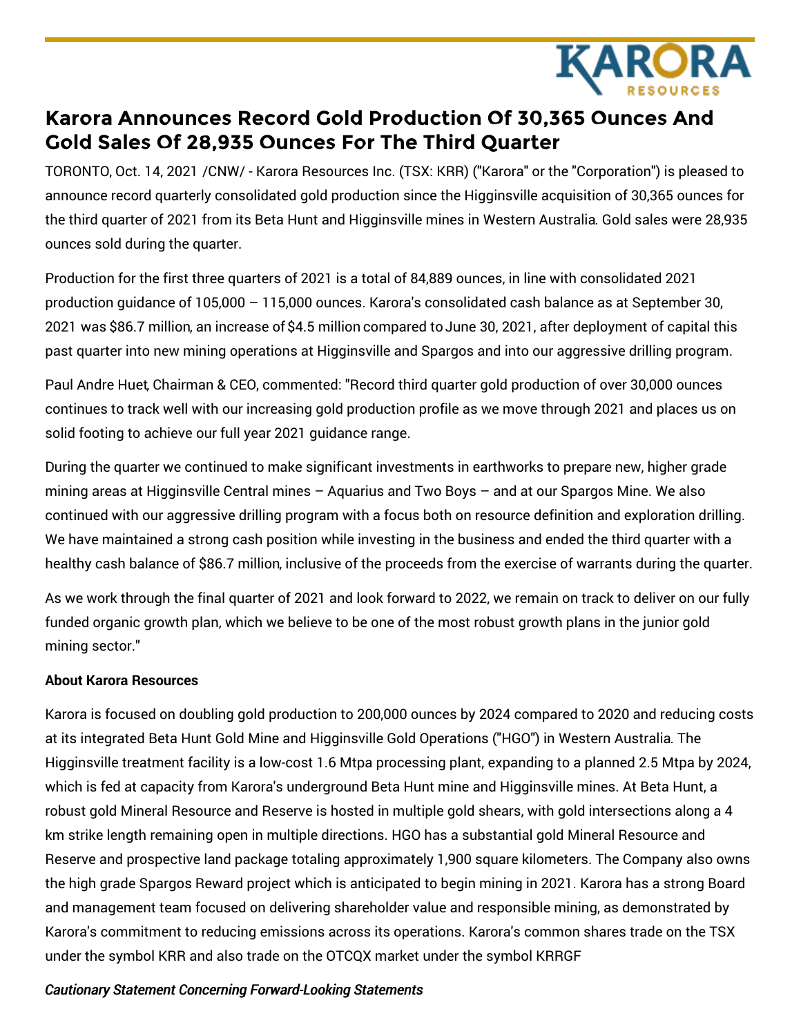# Karora Announces Record Gold Production Of 30,365 Ounces And Gold Sales Of 28,935 Ounces For The Third Quarter

TORONTO, Oct. 14, 2021 /CNW/ - Karora Resources Inc. (TSX: KRR) ("Karora" or the "Corporation") is pleased to announce record quarterly consolidated gold production since the Higginsville acquisition of 30,365 ounces for the third quarter of 2021 from its Beta Hunt and Higginsville mines in Western Australia. Gold sales were 28,935 ounces sold during the quarter.

Production for the first three quarters of 2021 is a total of 84,889 ounces, in line with consolidated 2021 production guidance of 105,000 – 115,000 ounces. Karora's consolidated cash balance as at September 30, 2021 was $86.7 million, an increase of $4.5 million compared to June 30, 2021, after deployment of capital this past quarter into new mining operations at Higginsville and Spargos and into our aggressive drilling program.

Paul Andre Huet, Chairman & CEO, commented: "Record third quarter gold production of over 30,000 ounces continues to track well with our increasing gold production profile as we move through 2021 and places us on solid footing to achieve our full year 2021 guidance range.

During the quarter we continued to make significant investments in earthworks to prepare new, higher grade mining areas at Higginsville Central mines – Aquarius and Two Boys – and at our Spargos Mine. We also continued with our aggressive drilling program with a focus both on resource definition and exploration drilling. We have maintained a strong cash position while investing in the business and ended the third quarter with a healthy cash balance of $86.7 million, inclusive of the proceeds from the exercise of warrants during the quarter.

As we work through the final quarter of 2021 and look forward to 2022, we remain on track to deliver on our fully funded organic growth plan, which we believe to be one of the most robust growth plans in the junior gold mining sector."

**About Karora Resources**

Karora is focused on doubling gold production to 200,000 ounces by 2024 compared to 2020 and reducing costs at its integrated Beta Hunt Gold Mine and Higginsville Gold Operations ("HGO") in Western Australia. The Higginsville treatment facility is a low-cost 1.6 Mtpa processing plant, expanding to a planned 2.5 Mtpa by 2024, which is fed at capacity from Karora's underground Beta Hunt mine and Higginsville mines. At Beta Hunt, a robust gold Mineral Resource and Reserve is hosted in multiple gold shears, with gold intersections along a 4 km strike length remaining open in multiple directions. HGO has a substantial gold Mineral Resource and Reserve and prospective land package totaling approximately 1,900 square kilometers. The Company also owns the high grade Spargos Reward project which is anticipated to begin mining in 2021. Karora has a strong Board and management team focused on delivering shareholder value and responsible mining, as demonstrated by Karora's commitment to reducing emissions across its operations. Karora's common shares trade on the TSX under the symbol KRR and also trade on the OTCQX market under the symbol KRRGF

***Cautionary Statement Concerning Forward-Looking Statements***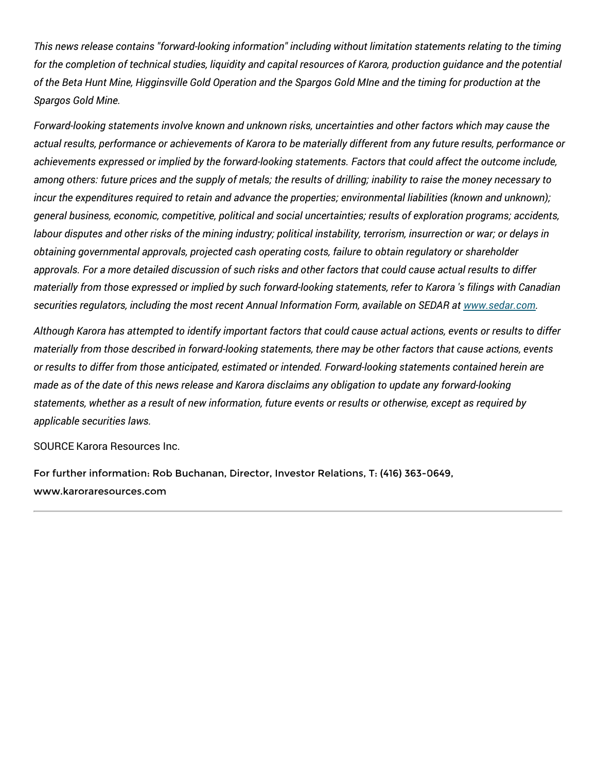*This news release contains "forward-looking information" including without limitation statements relating to the timing for the completion of technical studies, liquidity and capital resources of Karora, production guidance and the potential of the Beta Hunt Mine, Higginsville Gold Operation and the Spargos Gold MIne and the timing for production at the Spargos Gold Mine.*

*Forward-looking statements involve known and unknown risks, uncertainties and other factors which may cause the actual results, performance or achievements of Karora to be materially different from any future results, performance or achievements expressed or implied by the forward-looking statements. Factors that could affect the outcome include, among others: future prices and the supply of metals; the results of drilling; inability to raise the money necessary to incur the expenditures required to retain and advance the properties; environmental liabilities (known and unknown); general business, economic, competitive, political and social uncertainties; results of exploration programs; accidents, labour disputes and other risks of the mining industry; political instability, terrorism, insurrection or war; or delays in obtaining governmental approvals, projected cash operating costs, failure to obtain regulatory or shareholder approvals. For a more detailed discussion of such risks and other factors that could cause actual results to differ materially from those expressed or implied by such forward-looking statements, refer to Karora 's filings with Canadian securities regulators, including the most recent Annual Information Form, available on SEDAR at [www.sedar.com](http://www.sedar.com).*

*Although Karora has attempted to identify important factors that could cause actual actions, events or results to differ materially from those described in forward-looking statements, there may be other factors that cause actions, events or results to differ from those anticipated, estimated or intended. Forward-looking statements contained herein are made as of the date of this news release and Karora disclaims any obligation to update any forward-looking statements, whether as a result of new information, future events or results or otherwise, except as required by applicable securities laws.*

SOURCE Karora Resources Inc.

For further information: Rob Buchanan, Director, Investor Relations, T: (416) 363-0649, www.karoraresources.com